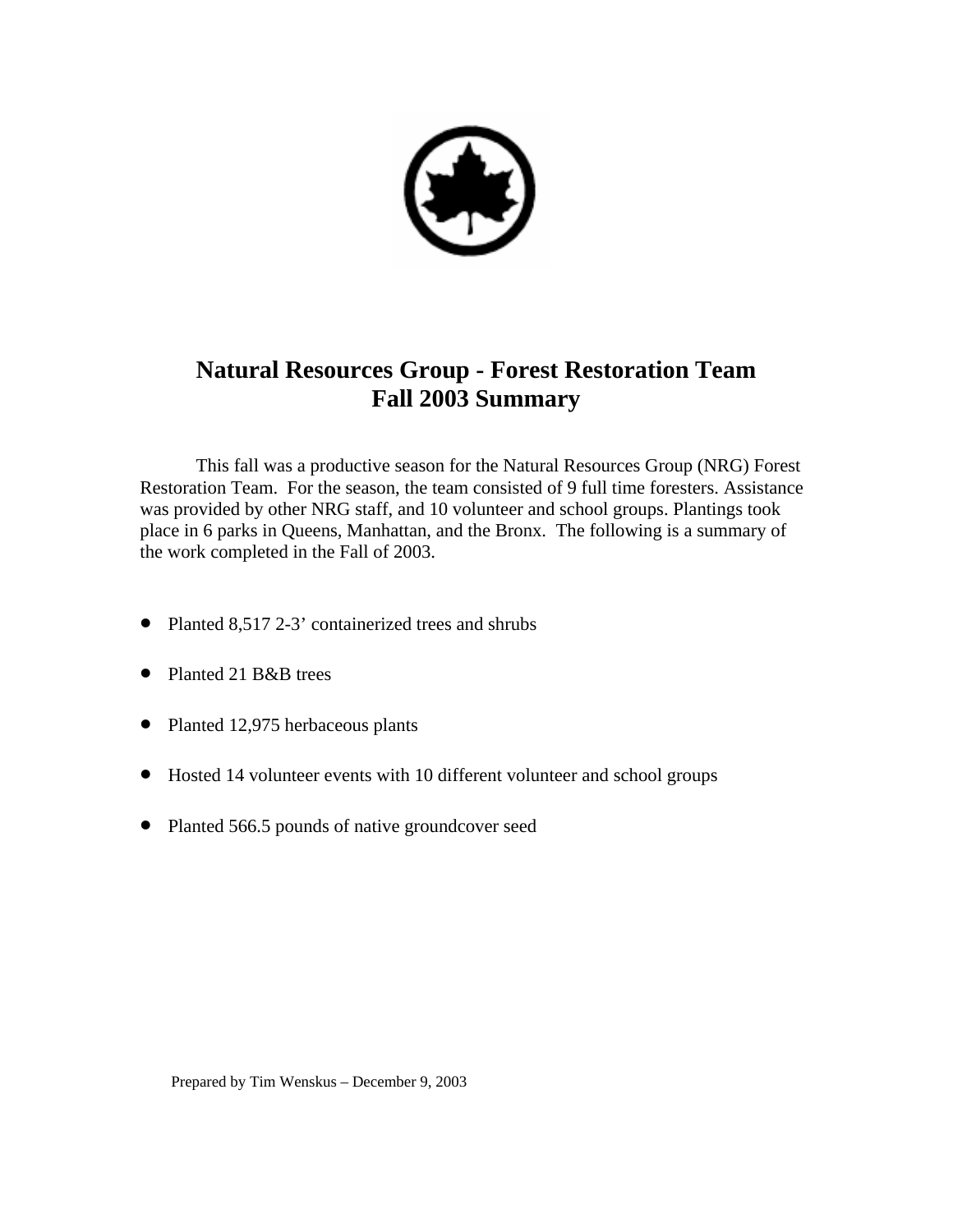# Natural Resources Group - Forest Restoration Team
# Fall 2003 Summary

This fall was a productive season for the Natural Resources Group (NRG) Forest Restoration Team. For the season, the team consisted of 9 full time foresters. Assistance was provided by other NRG staff, and 10 volunteer and school groups. Plantings took place in 6 parks in Queens, Manhattan, and the Bronx. The following is a summary of the work completed in the Fall of 2003.

- Planted 8,517 2-3' containerized trees and shrubs
- Planted 21 B&B trees
- Planted 12,975 herbaceous plants
- Hosted 14 volunteer events with 10 different volunteer and school groups
- Planted 566.5 pounds of native groundcover seed

Prepared by Tim Wenskus – December 9, 2003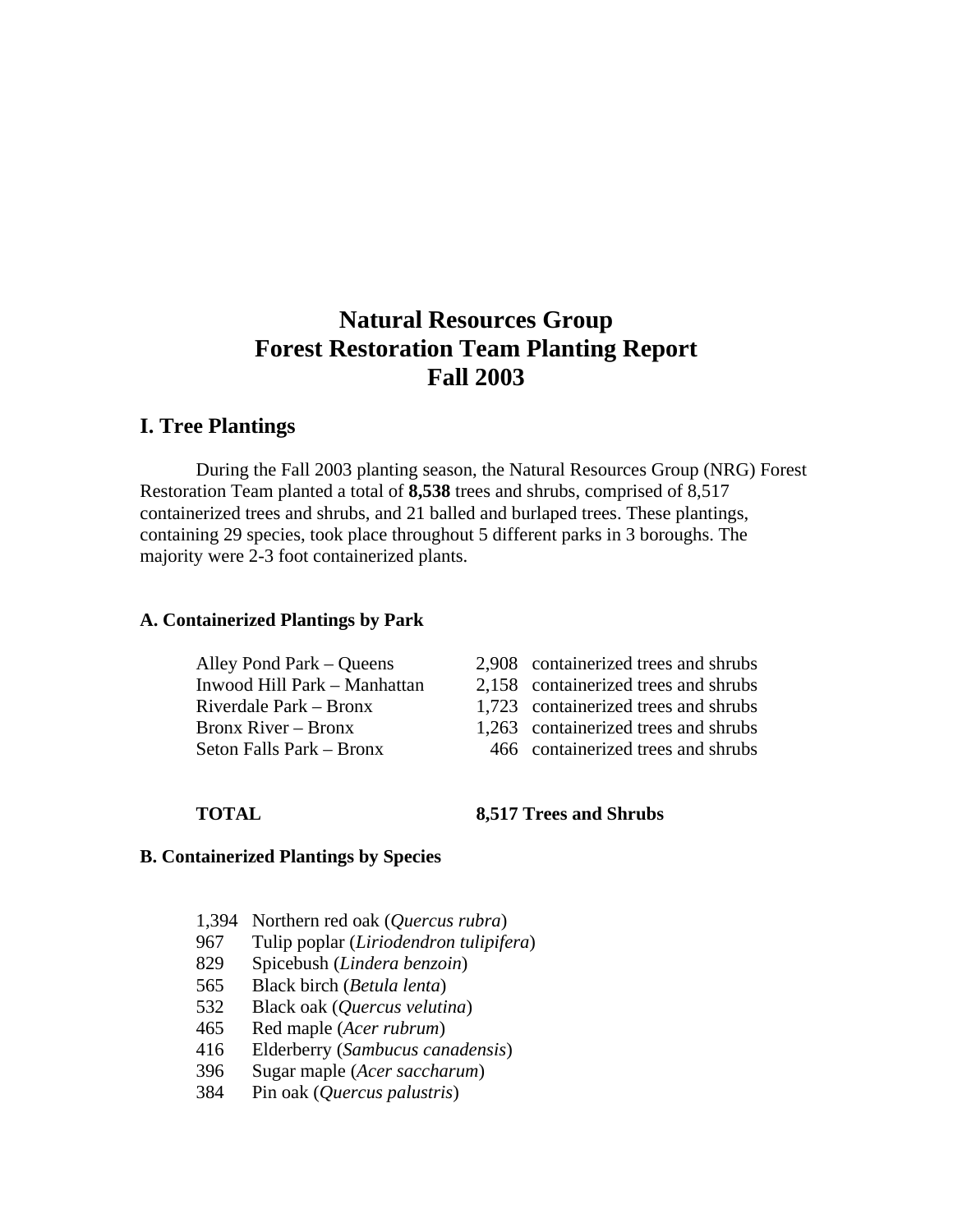# Natural Resources Group
# Forest Restoration Team Planting Report
# Fall 2003

## I. Tree Plantings

During the Fall 2003 planting season, the Natural Resources Group (NRG) Forest Restoration Team planted a total of **8,538** trees and shrubs, comprised of 8,517 containerized trees and shrubs, and 21 balled and burlaped trees. These plantings, containing 29 species, took place throughout 5 different parks in 3 boroughs. The majority were 2-3 foot containerized plants.

### A. Containerized Plantings by Park

| Park | Plantings |
|---|---|
| Alley Pond Park – Queens | 2,908 containerized trees and shrubs |
| Inwood Hill Park – Manhattan | 2,158 containerized trees and shrubs |
| Riverdale Park – Bronx | 1,723 containerized trees and shrubs |
| Bronx River – Bronx | 1,263 containerized trees and shrubs |
| Seton Falls Park – Bronx | 466 containerized trees and shrubs |
| **TOTAL** | **8,517 Trees and Shrubs** |

### B. Containerized Plantings by Species

| Count | Species |
|---|---|
| 1,394 | Northern red oak (*Quercus rubra*) |
| 967 | Tulip poplar (*Liriodendron tulipifera*) |
| 829 | Spicebush (*Lindera benzoin*) |
| 565 | Black birch (*Betula lenta*) |
| 532 | Black oak (*Quercus velutina*) |
| 465 | Red maple (*Acer rubrum*) |
| 416 | Elderberry (*Sambucus canadensis*) |
| 396 | Sugar maple (*Acer saccharum*) |
| 384 | Pin oak (*Quercus palustris*) |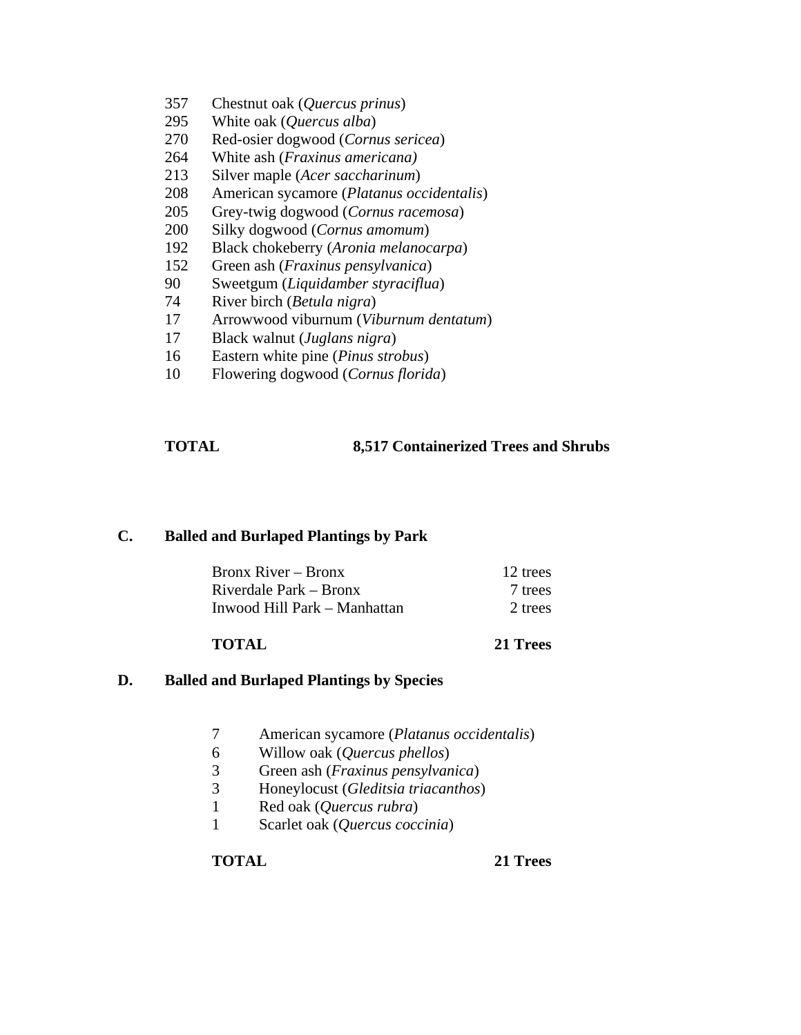357 Chestnut oak (*Quercus prinus*)
295 White oak (*Quercus alba*)
270 Red-osier dogwood (*Cornus sericea*)
264 White ash (*Fraxinus americana)*
213 Silver maple (*Acer saccharinum*)
208 American sycamore (*Platanus occidentalis*)
205 Grey-twig dogwood (*Cornus racemosa*)
200 Silky dogwood (*Cornus amomum*)
192 Black chokeberry (*Aronia melanocarpa*)
152 Green ash (*Fraxinus pensylvanica*)
90 Sweetgum (*Liquidamber styraciflua*)
74 River birch (*Betula nigra*)
17 Arrowwood viburnum (*Viburnum dentatum*)
17 Black walnut (*Juglans nigra*)
16 Eastern white pine (*Pinus strobus*)
10 Flowering dogwood (*Cornus florida*)

**TOTAL 8,517 Containerized Trees and Shrubs**

## C. Balled and Burlaped Plantings by Park

| | |
|---|---|
| Bronx River – Bronx | 12 trees |
| Riverdale Park – Bronx | 7 trees |
| Inwood Hill Park – Manhattan | 2 trees |
| **TOTAL** | **21 Trees** |

## D. Balled and Burlaped Plantings by Species

7 American sycamore (*Platanus occidentalis*)
6 Willow oak (*Quercus phellos*)
3 Green ash (*Fraxinus pensylvanica*)
3 Honeylocust (*Gleditsia triacanthos*)
1 Red oak (*Quercus rubra*)
1 Scarlet oak (*Quercus coccinia*)

**TOTAL 21 Trees**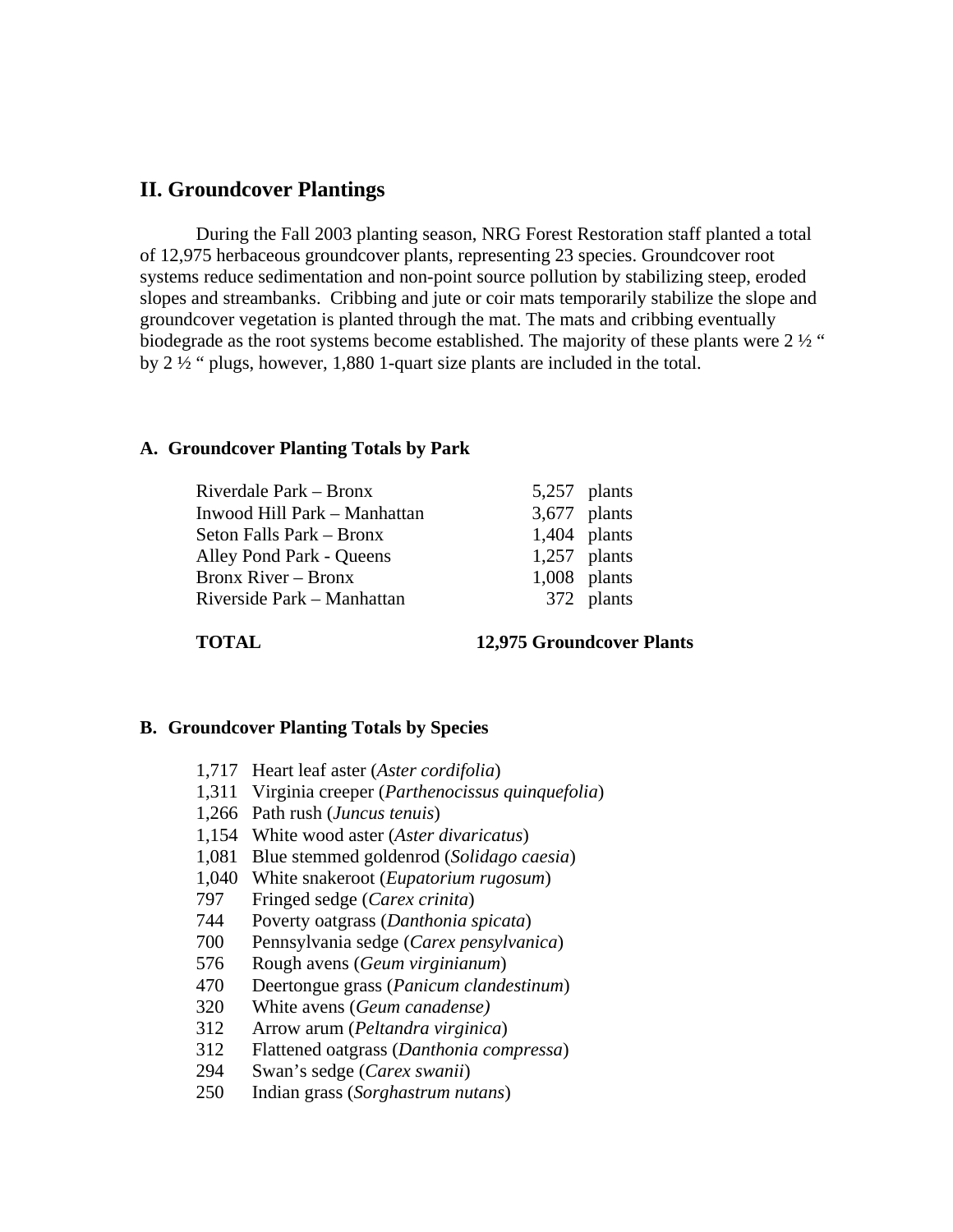## II. Groundcover Plantings

During the Fall 2003 planting season, NRG Forest Restoration staff planted a total of 12,975 herbaceous groundcover plants, representing 23 species. Groundcover root systems reduce sedimentation and non-point source pollution by stabilizing steep, eroded slopes and streambanks. Cribbing and jute or coir mats temporarily stabilize the slope and groundcover vegetation is planted through the mat. The mats and cribbing eventually biodegrade as the root systems become established. The majority of these plants were 2 ½ " by 2 ½ " plugs, however, 1,880 1-quart size plants are included in the total.

### A. Groundcover Planting Totals by Park

| Park | Plants |
|---|---|
| Riverdale Park – Bronx | 5,257 plants |
| Inwood Hill Park – Manhattan | 3,677 plants |
| Seton Falls Park – Bronx | 1,404 plants |
| Alley Pond Park - Queens | 1,257 plants |
| Bronx River – Bronx | 1,008 plants |
| Riverside Park – Manhattan | 372 plants |
| **TOTAL** | **12,975 Groundcover Plants** |

### B. Groundcover Planting Totals by Species

- 1,717 Heart leaf aster (*Aster cordifolia*)
- 1,311 Virginia creeper (*Parthenocissus quinquefolia*)
- 1,266 Path rush (*Juncus tenuis*)
- 1,154 White wood aster (*Aster divaricatus*)
- 1,081 Blue stemmed goldenrod (*Solidago caesia*)
- 1,040 White snakeroot (*Eupatorium rugosum*)
- 797 Fringed sedge (*Carex crinita*)
- 744 Poverty oatgrass (*Danthonia spicata*)
- 700 Pennsylvania sedge (*Carex pensylvanica*)
- 576 Rough avens (*Geum virginianum*)
- 470 Deertongue grass (*Panicum clandestinum*)
- 320 White avens (*Geum canadense)*
- 312 Arrow arum (*Peltandra virginica*)
- 312 Flattened oatgrass (*Danthonia compressa*)
- 294 Swan's sedge (*Carex swanii*)
- 250 Indian grass (*Sorghastrum nutans*)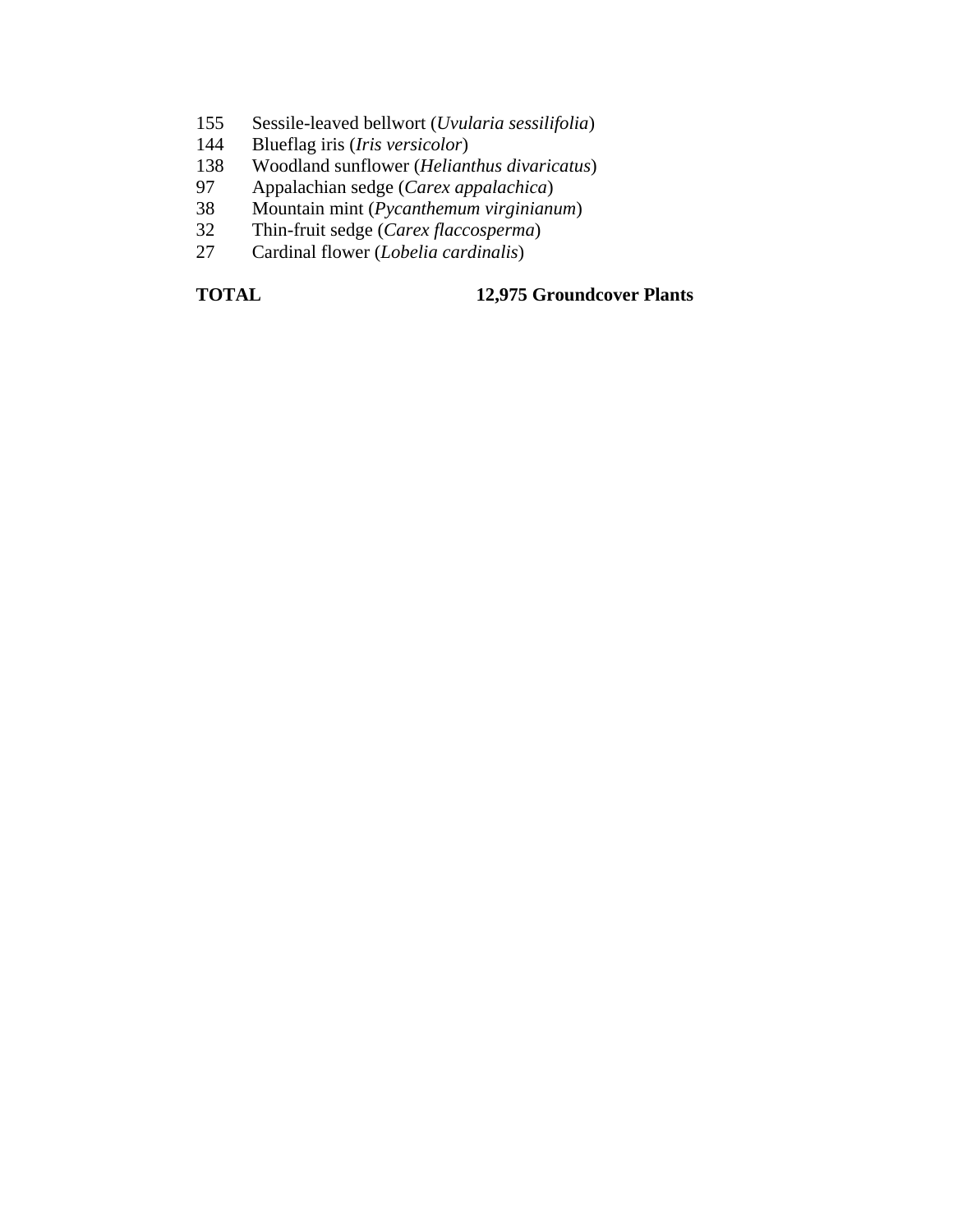155 Sessile-leaved bellwort (*Uvularia sessilifolia*)
144 Blueflag iris (*Iris versicolor*)
138 Woodland sunflower (*Helianthus divaricatus*)
97 Appalachian sedge (*Carex appalachica*)
38 Mountain mint (*Pycanthemum virginianum*)
32 Thin-fruit sedge (*Carex flaccosperma*)
27 Cardinal flower (*Lobelia cardinalis*)

**TOTAL** **12,975 Groundcover Plants**